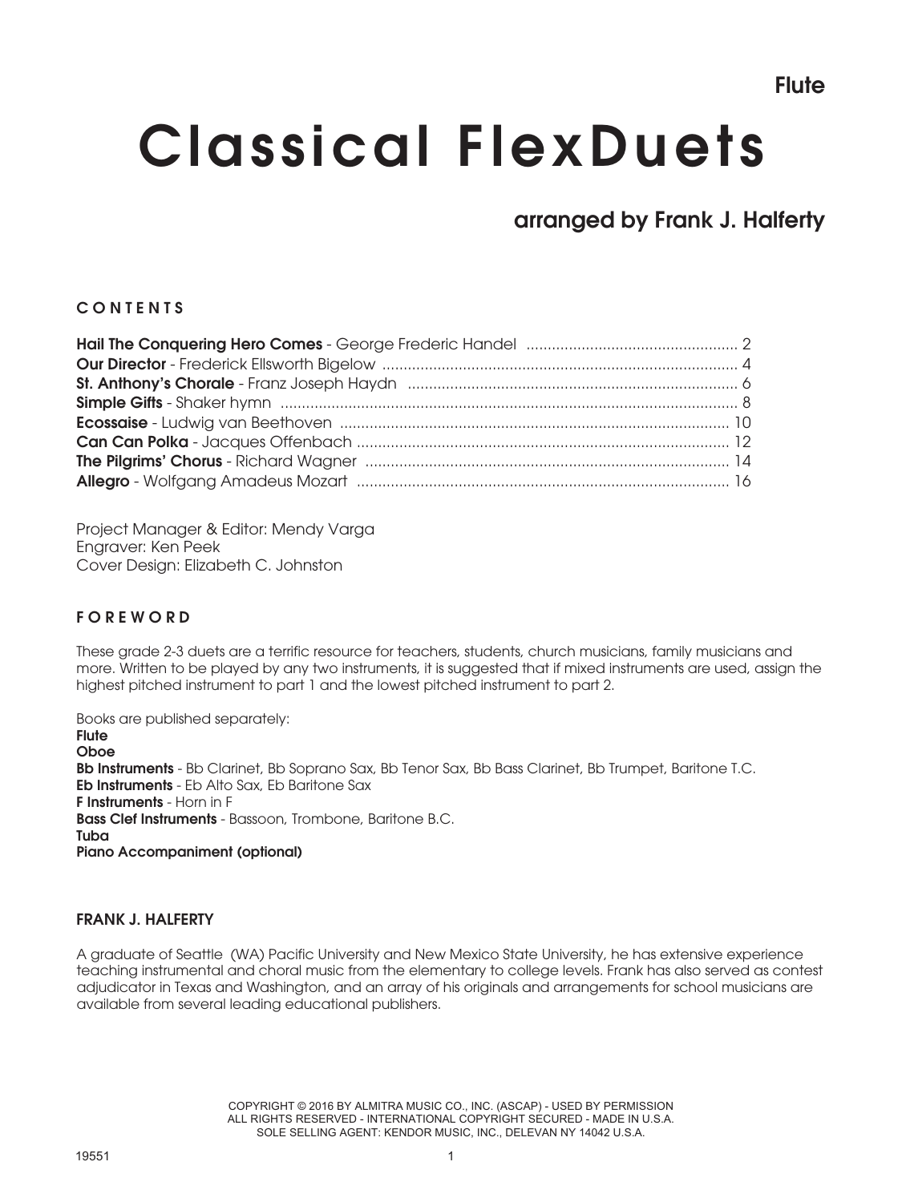**Flute**

# Classical FlexDuets

## arranged by Frank J. Halferty

### CONTENTS

**Hail The Conquering Hero Comes** - George Frederic Handel .................................................. 2
**Our Director** - Frederick Ellsworth Bigelow .................................................................................. 4
**St. Anthony's Chorale** - Franz Joseph Haydn .............................................................................. 6
**Simple Gifts** - Shaker hymn ........................................................................................................... 8
**Ecossaise** - Ludwig van Beethoven ........................................................................................... 10
**Can Can Polka** - Jacques Offenbach ........................................................................................ 12
**The Pilgrims' Chorus** - Richard Wagner ..................................................................................... 14
**Allegro** - Wolfgang Amadeus Mozart ....................................................................................... 16

Project Manager & Editor: Mendy Varga
Engraver: Ken Peek
Cover Design: Elizabeth C. Johnston

### FOREWORD

These grade 2-3 duets are a terrific resource for teachers, students, church musicians, family musicians and more. Written to be played by any two instruments, it is suggested that if mixed instruments are used, assign the highest pitched instrument to part 1 and the lowest pitched instrument to part 2.

Books are published separately:
**Flute**
**Oboe**
**Bb Instruments** - Bb Clarinet, Bb Soprano Sax, Bb Tenor Sax, Bb Bass Clarinet, Bb Trumpet, Baritone T.C.
**Eb Instruments** - Eb Alto Sax, Eb Baritone Sax
**F Instruments** - Horn in F
**Bass Clef Instruments** - Bassoon, Trombone, Baritone B.C.
**Tuba**
**Piano Accompaniment (optional)**

### FRANK J. HALFERTY

A graduate of Seattle (WA) Pacific University and New Mexico State University, he has extensive experience teaching instrumental and choral music from the elementary to college levels. Frank has also served as contest adjudicator in Texas and Washington, and an array of his originals and arrangements for school musicians are available from several leading educational publishers.

COPYRIGHT © 2016 BY ALMITRA MUSIC CO., INC. (ASCAP) - USED BY PERMISSION
ALL RIGHTS RESERVED - INTERNATIONAL COPYRIGHT SECURED - MADE IN U.S.A.
SOLE SELLING AGENT: KENDOR MUSIC, INC., DELEVAN NY 14042 U.S.A.

19551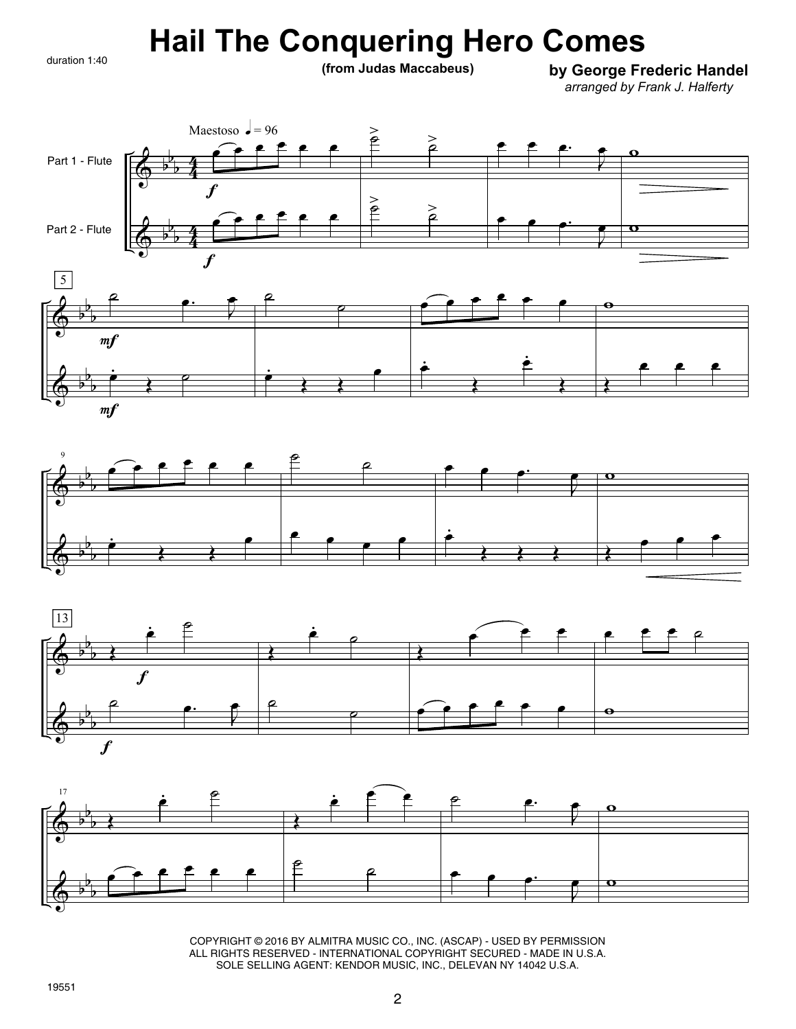duration 1:40

# Hail The Conquering Hero Comes

**(from Judas Maccabeus)**

**by George Frederic Handel**

*arranged by Frank J. Halferty*

Maestoso ♩ = 96

Part 1 - Flute

Part 2 - Flute

COPYRIGHT © 2016 BY ALMITRA MUSIC CO., INC. (ASCAP) - USED BY PERMISSION
ALL RIGHTS RESERVED - INTERNATIONAL COPYRIGHT SECURED - MADE IN U.S.A.
SOLE SELLING AGENT: KENDOR MUSIC, INC., DELEVAN NY 14042 U.S.A.

19551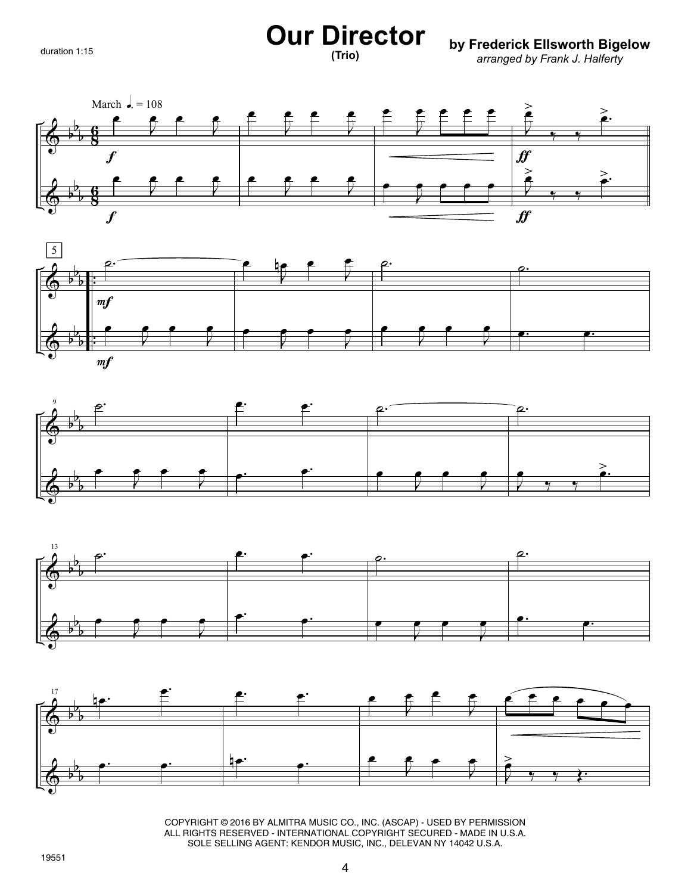# Our Director

**(Trio)**

**by Frederick Ellsworth Bigelow**

*arranged by Frank J. Halferty*

duration 1:15

COPYRIGHT © 2016 BY ALMITRA MUSIC CO., INC. (ASCAP) - USED BY PERMISSION
ALL RIGHTS RESERVED - INTERNATIONAL COPYRIGHT SECURED - MADE IN U.S.A.
SOLE SELLING AGENT: KENDOR MUSIC, INC., DELEVAN NY 14042 U.S.A.

19551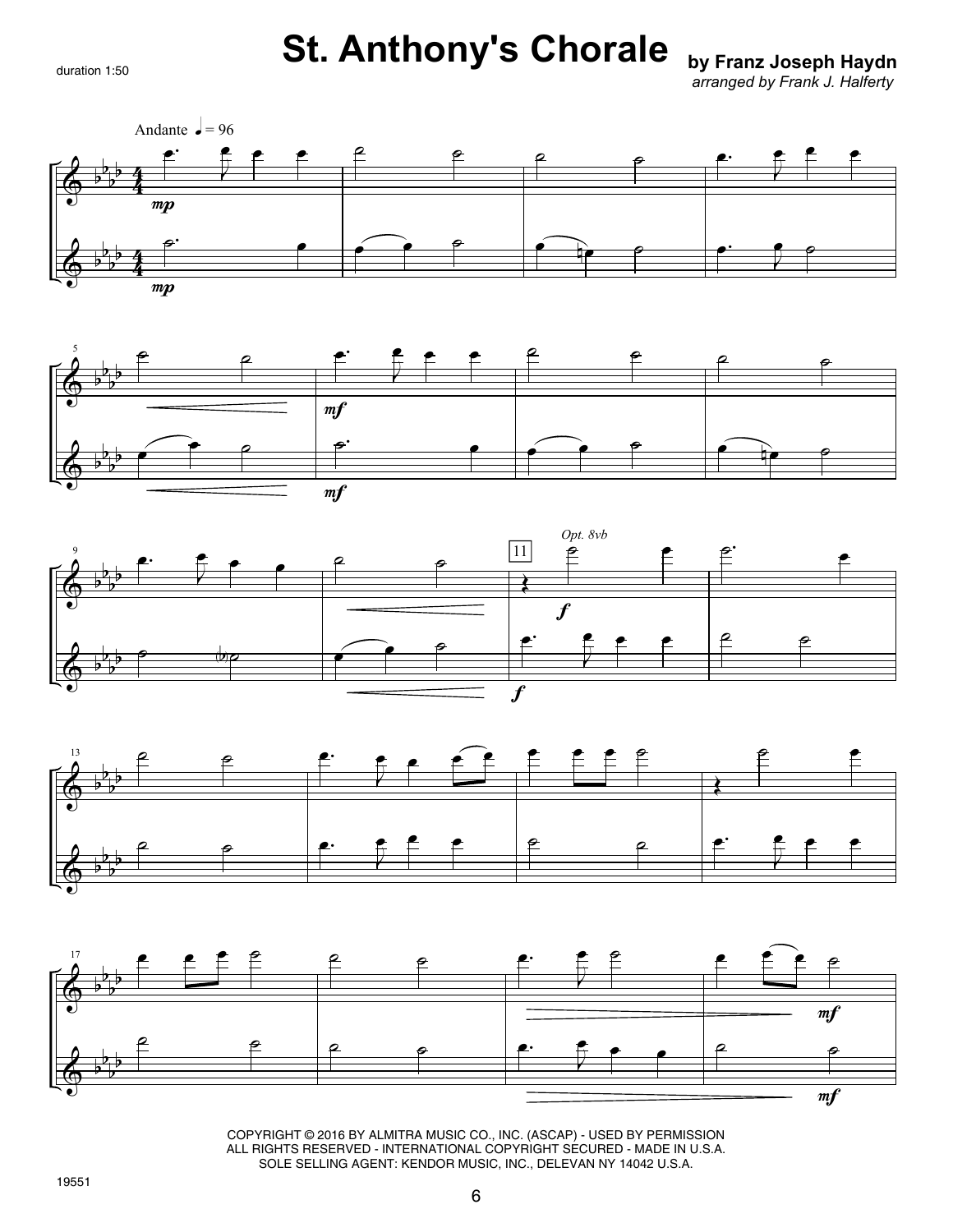duration 1:50

# St. Anthony's Chorale

**by Franz Joseph Haydn**

*arranged by Frank J. Halferty*

Andante ♩ = 96

*mp*

*mf*

*Opt. 8vb*

11

*f*

*mf*

COPYRIGHT © 2016 BY ALMITRA MUSIC CO., INC. (ASCAP) - USED BY PERMISSION
ALL RIGHTS RESERVED - INTERNATIONAL COPYRIGHT SECURED - MADE IN U.S.A.
SOLE SELLING AGENT: KENDOR MUSIC, INC., DELEVAN NY 14042 U.S.A.

19551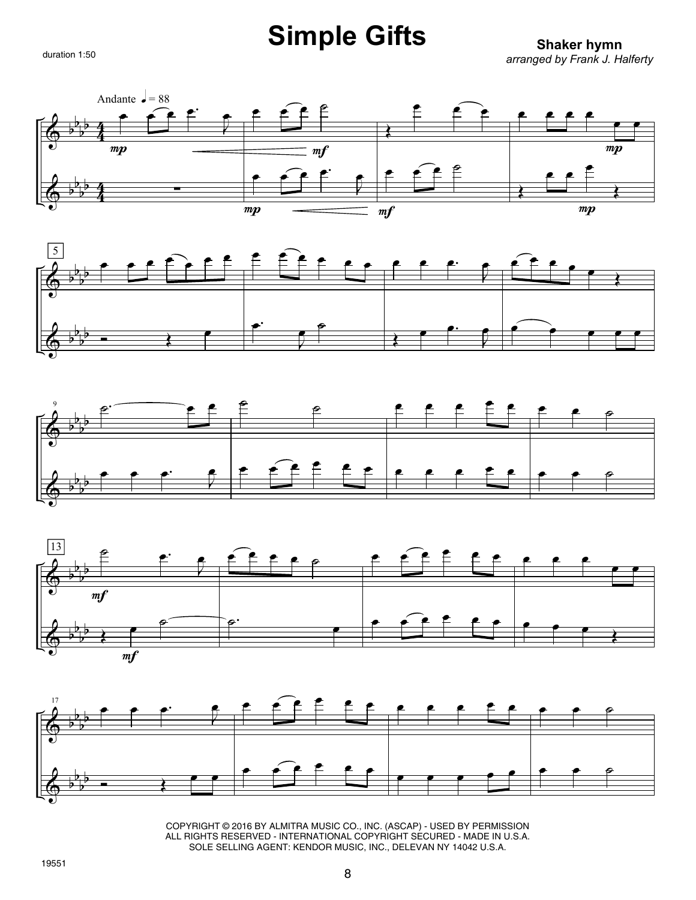# Simple Gifts

duration 1:50

**Shaker hymn**
*arranged by Frank J. Halferty*

COPYRIGHT © 2016 BY ALMITRA MUSIC CO., INC. (ASCAP) - USED BY PERMISSION
ALL RIGHTS RESERVED - INTERNATIONAL COPYRIGHT SECURED - MADE IN U.S.A.
SOLE SELLING AGENT: KENDOR MUSIC, INC., DELEVAN NY 14042 U.S.A.

19551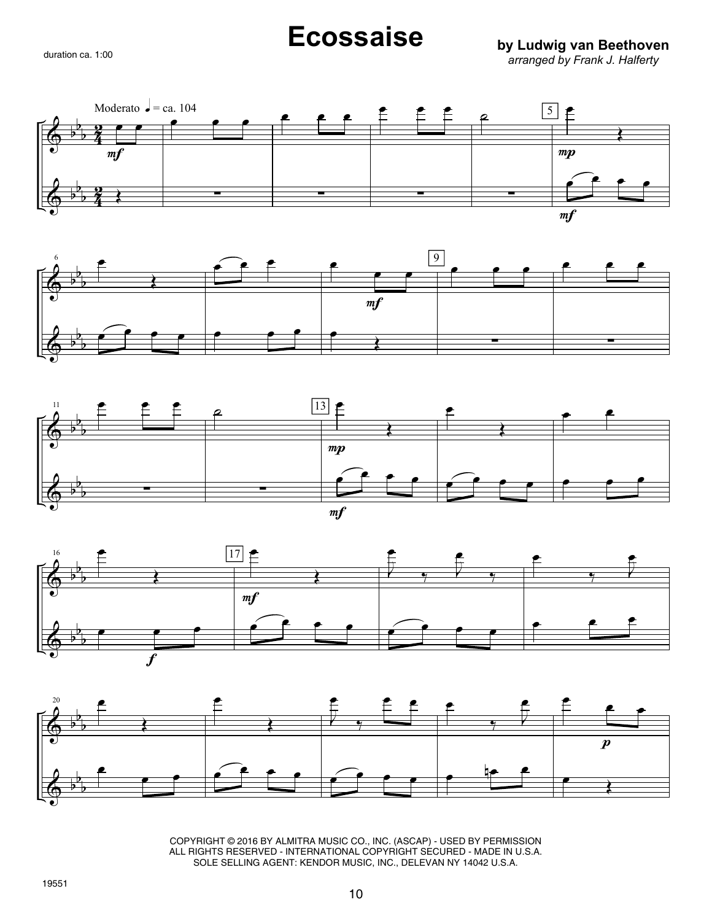# Ecossaise

duration ca. 1:00

**by Ludwig van Beethoven**
*arranged by Frank J. Halferty*

Moderato ♩ = ca. 104

COPYRIGHT © 2016 BY ALMITRA MUSIC CO., INC. (ASCAP) - USED BY PERMISSION
ALL RIGHTS RESERVED - INTERNATIONAL COPYRIGHT SECURED - MADE IN U.S.A.
SOLE SELLING AGENT: KENDOR MUSIC, INC., DELEVAN NY 14042 U.S.A.

19551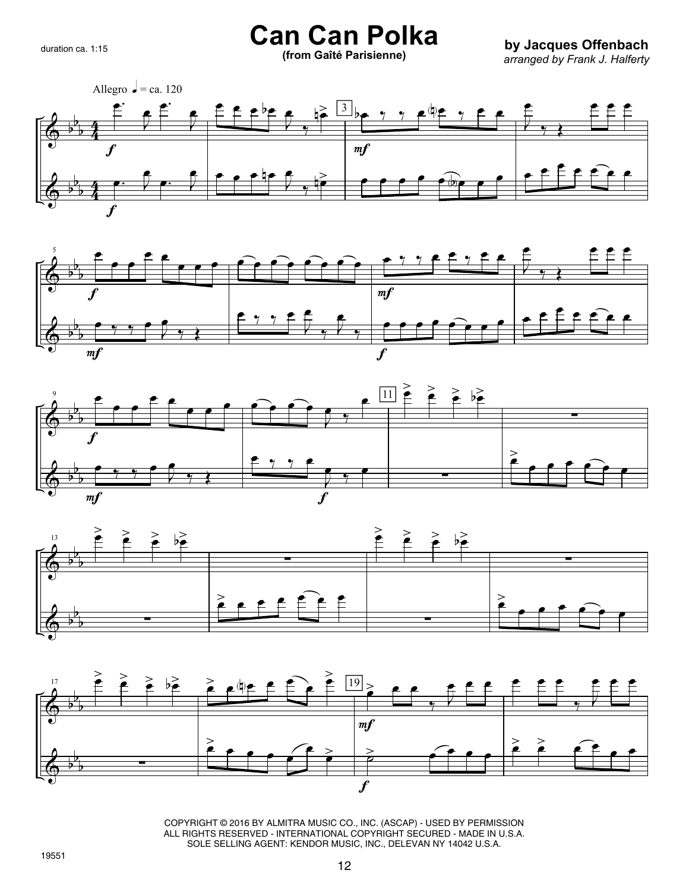# Can Can Polka

**(from Gaîté Parisienne)**

duration ca. 1:15

**by Jacques Offenbach**

*arranged by Frank J. Halferty*

Allegro ♩ = ca. 120

COPYRIGHT © 2016 BY ALMITRA MUSIC CO., INC. (ASCAP) - USED BY PERMISSION
ALL RIGHTS RESERVED - INTERNATIONAL COPYRIGHT SECURED - MADE IN U.S.A.
SOLE SELLING AGENT: KENDOR MUSIC, INC., DELEVAN NY 14042 U.S.A.

19551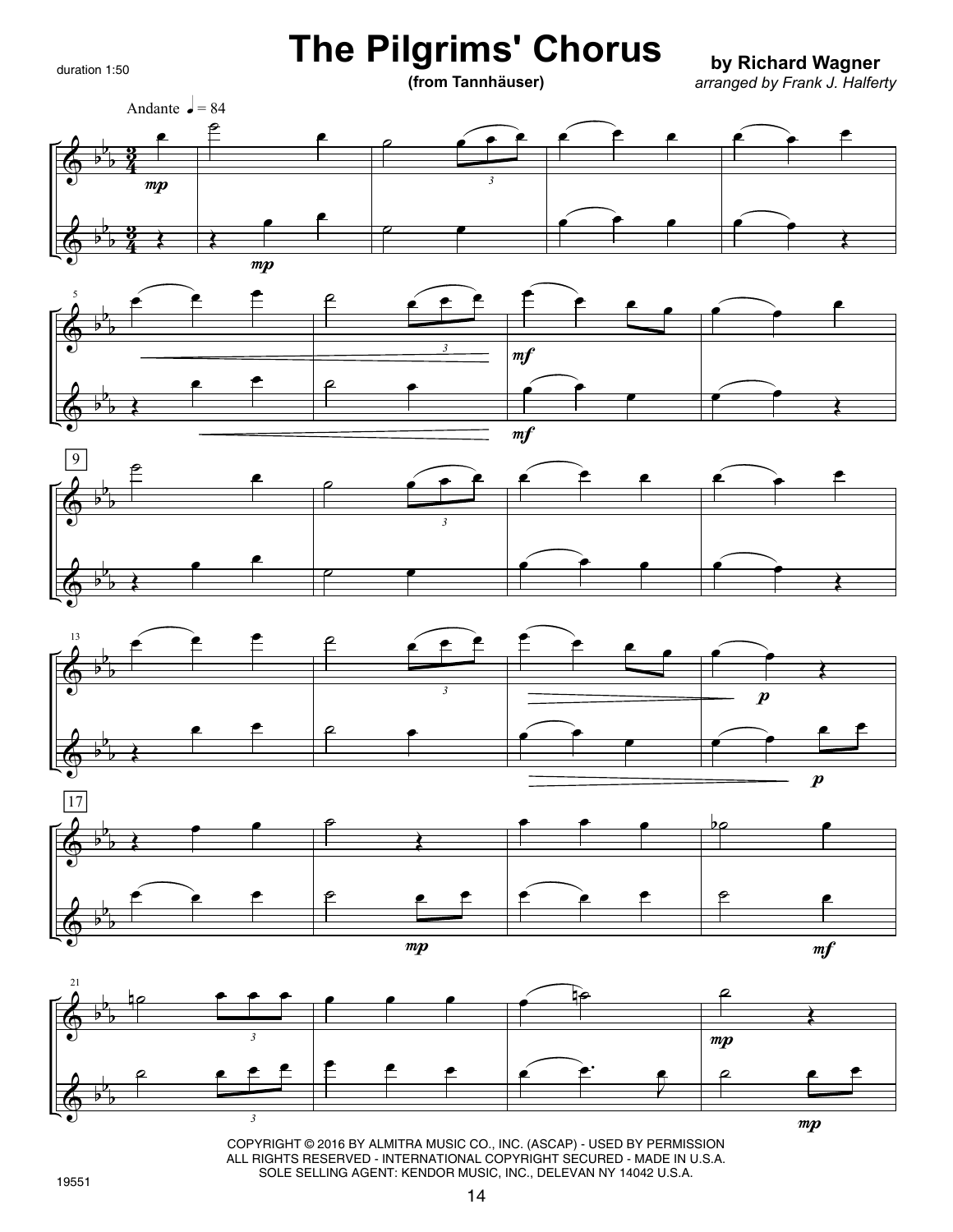duration 1:50

# The Pilgrims' Chorus

**(from Tannhäuser)**

**by Richard Wagner**

*arranged by Frank J. Halferty*

Andante ♩ = 84

COPYRIGHT © 2016 BY ALMITRA MUSIC CO., INC. (ASCAP) - USED BY PERMISSION
ALL RIGHTS RESERVED - INTERNATIONAL COPYRIGHT SECURED - MADE IN U.S.A.
SOLE SELLING AGENT: KENDOR MUSIC, INC., DELEVAN NY 14042 U.S.A.

19551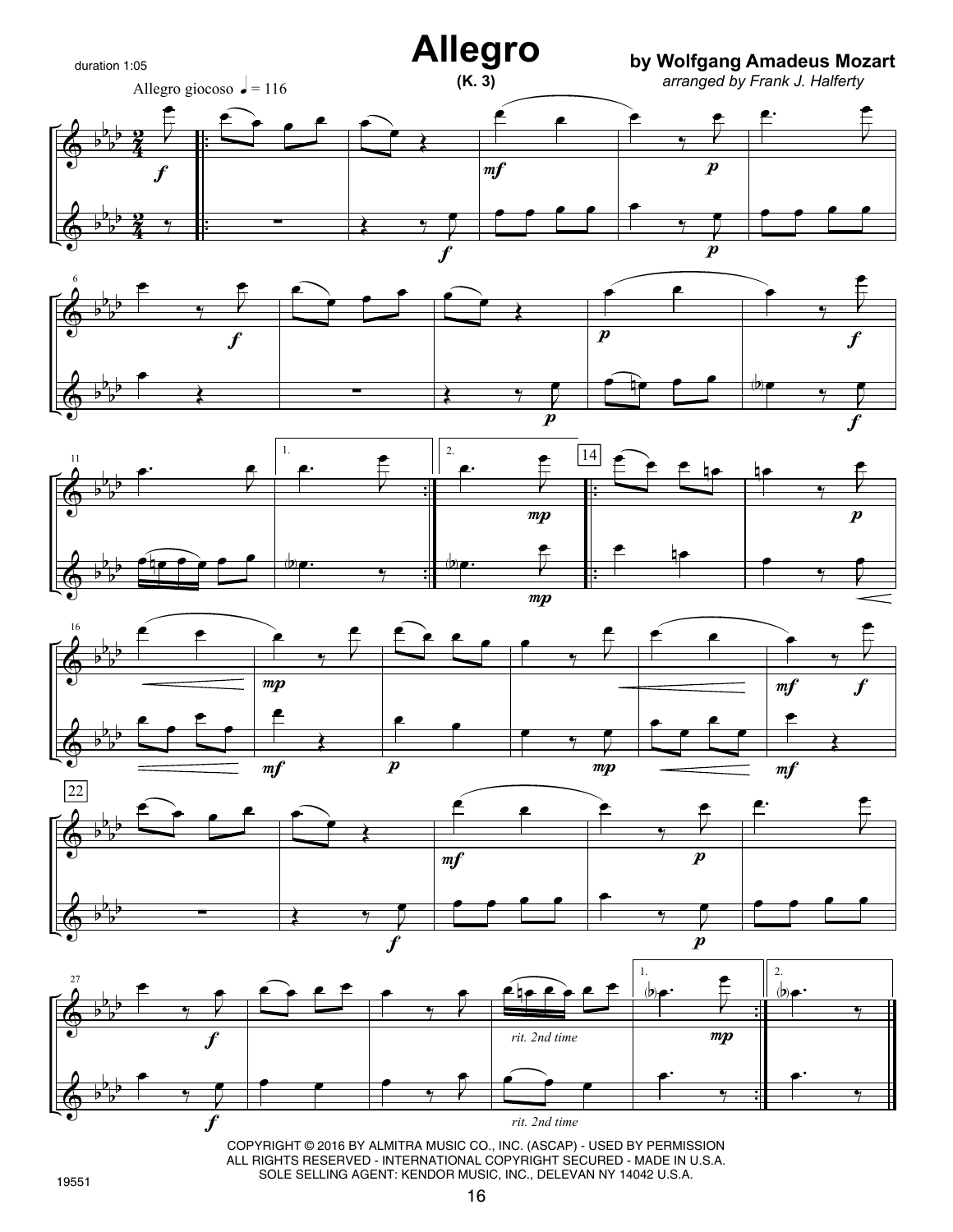# Allegro

**(K. 3)**

**by Wolfgang Amadeus Mozart**

*arranged by Frank J. Halferty*

duration 1:05

COPYRIGHT © 2016 BY ALMITRA MUSIC CO., INC. (ASCAP) - USED BY PERMISSION
ALL RIGHTS RESERVED - INTERNATIONAL COPYRIGHT SECURED - MADE IN U.S.A.
SOLE SELLING AGENT: KENDOR MUSIC, INC., DELEVAN NY 14042 U.S.A.

19551